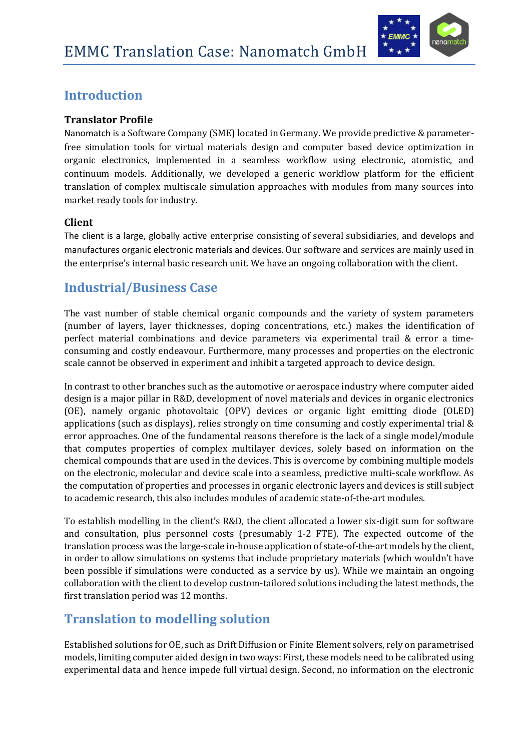# EMMC Translation Case: Nanomatch GmbH

## Introduction

### Translator Profile

Nanomatch is a Software Company (SME) located in Germany. We provide predictive & parameter-free simulation tools for virtual materials design and computer based device optimization in organic electronics, implemented in a seamless workflow using electronic, atomistic, and continuum models. Additionally, we developed a generic workflow platform for the efficient translation of complex multiscale simulation approaches with modules from many sources into market ready tools for industry.

### Client

The client is a large, globally active enterprise consisting of several subsidiaries, and develops and manufactures organic electronic materials and devices. Our software and services are mainly used in the enterprise's internal basic research unit. We have an ongoing collaboration with the client.

## Industrial/Business Case

The vast number of stable chemical organic compounds and the variety of system parameters (number of layers, layer thicknesses, doping concentrations, etc.) makes the identification of perfect material combinations and device parameters via experimental trail & error a time-consuming and costly endeavour. Furthermore, many processes and properties on the electronic scale cannot be observed in experiment and inhibit a targeted approach to device design.

In contrast to other branches such as the automotive or aerospace industry where computer aided design is a major pillar in R&D, development of novel materials and devices in organic electronics (OE), namely organic photovoltaic (OPV) devices or organic light emitting diode (OLED) applications (such as displays), relies strongly on time consuming and costly experimental trial & error approaches. One of the fundamental reasons therefore is the lack of a single model/module that computes properties of complex multilayer devices, solely based on information on the chemical compounds that are used in the devices. This is overcome by combining multiple models on the electronic, molecular and device scale into a seamless, predictive multi-scale workflow. As the computation of properties and processes in organic electronic layers and devices is still subject to academic research, this also includes modules of academic state-of-the-art modules.

To establish modelling in the client's R&D, the client allocated a lower six-digit sum for software and consultation, plus personnel costs (presumably 1-2 FTE). The expected outcome of the translation process was the large-scale in-house application of state-of-the-art models by the client, in order to allow simulations on systems that include proprietary materials (which wouldn't have been possible if simulations were conducted as a service by us). While we maintain an ongoing collaboration with the client to develop custom-tailored solutions including the latest methods, the first translation period was 12 months.

## Translation to modelling solution

Established solutions for OE, such as Drift Diffusion or Finite Element solvers, rely on parametrised models, limiting computer aided design in two ways: First, these models need to be calibrated using experimental data and hence impede full virtual design. Second, no information on the electronic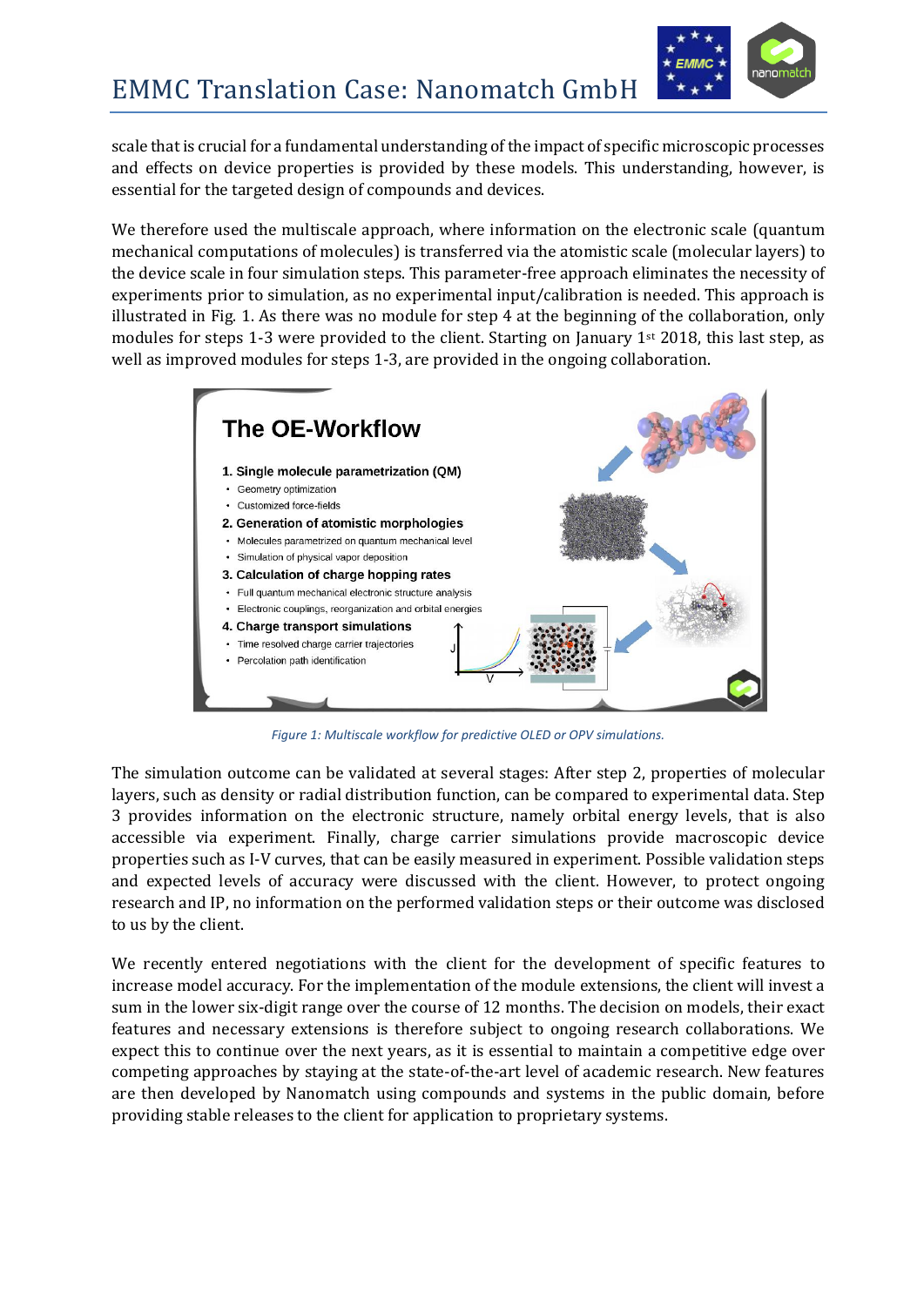scale that is crucial for a fundamental understanding of the impact of specific microscopic processes and effects on device properties is provided by these models. This understanding, however, is essential for the targeted design of compounds and devices.

We therefore used the multiscale approach, where information on the electronic scale (quantum mechanical computations of molecules) is transferred via the atomistic scale (molecular layers) to the device scale in four simulation steps. This parameter-free approach eliminates the necessity of experiments prior to simulation, as no experimental input/calibration is needed. This approach is illustrated in Fig. 1. As there was no module for step 4 at the beginning of the collaboration, only modules for steps 1-3 were provided to the client. Starting on January 1st 2018, this last step, as well as improved modules for steps 1-3, are provided in the ongoing collaboration.

**The OE-Workflow**

1. **Single molecule parametrization (QM)**
   - Geometry optimization
   - Customized force-fields
2. **Generation of atomistic morphologies**
   - Molecules parametrized on quantum mechanical level
   - Simulation of physical vapor deposition
3. **Calculation of charge hopping rates**
   - Full quantum mechanical electronic structure analysis
   - Electronic couplings, reorganization and orbital energies
4. **Charge transport simulations**
   - Time resolved charge carrier trajectories
   - Percolation path identification

*Figure 1: Multiscale workflow for predictive OLED or OPV simulations.*

The simulation outcome can be validated at several stages: After step 2, properties of molecular layers, such as density or radial distribution function, can be compared to experimental data. Step 3 provides information on the electronic structure, namely orbital energy levels, that is also accessible via experiment. Finally, charge carrier simulations provide macroscopic device properties such as I-V curves, that can be easily measured in experiment. Possible validation steps and expected levels of accuracy were discussed with the client. However, to protect ongoing research and IP, no information on the performed validation steps or their outcome was disclosed to us by the client.

We recently entered negotiations with the client for the development of specific features to increase model accuracy. For the implementation of the module extensions, the client will invest a sum in the lower six-digit range over the course of 12 months. The decision on models, their exact features and necessary extensions is therefore subject to ongoing research collaborations. We expect this to continue over the next years, as it is essential to maintain a competitive edge over competing approaches by staying at the state-of-the-art level of academic research. New features are then developed by Nanomatch using compounds and systems in the public domain, before providing stable releases to the client for application to proprietary systems.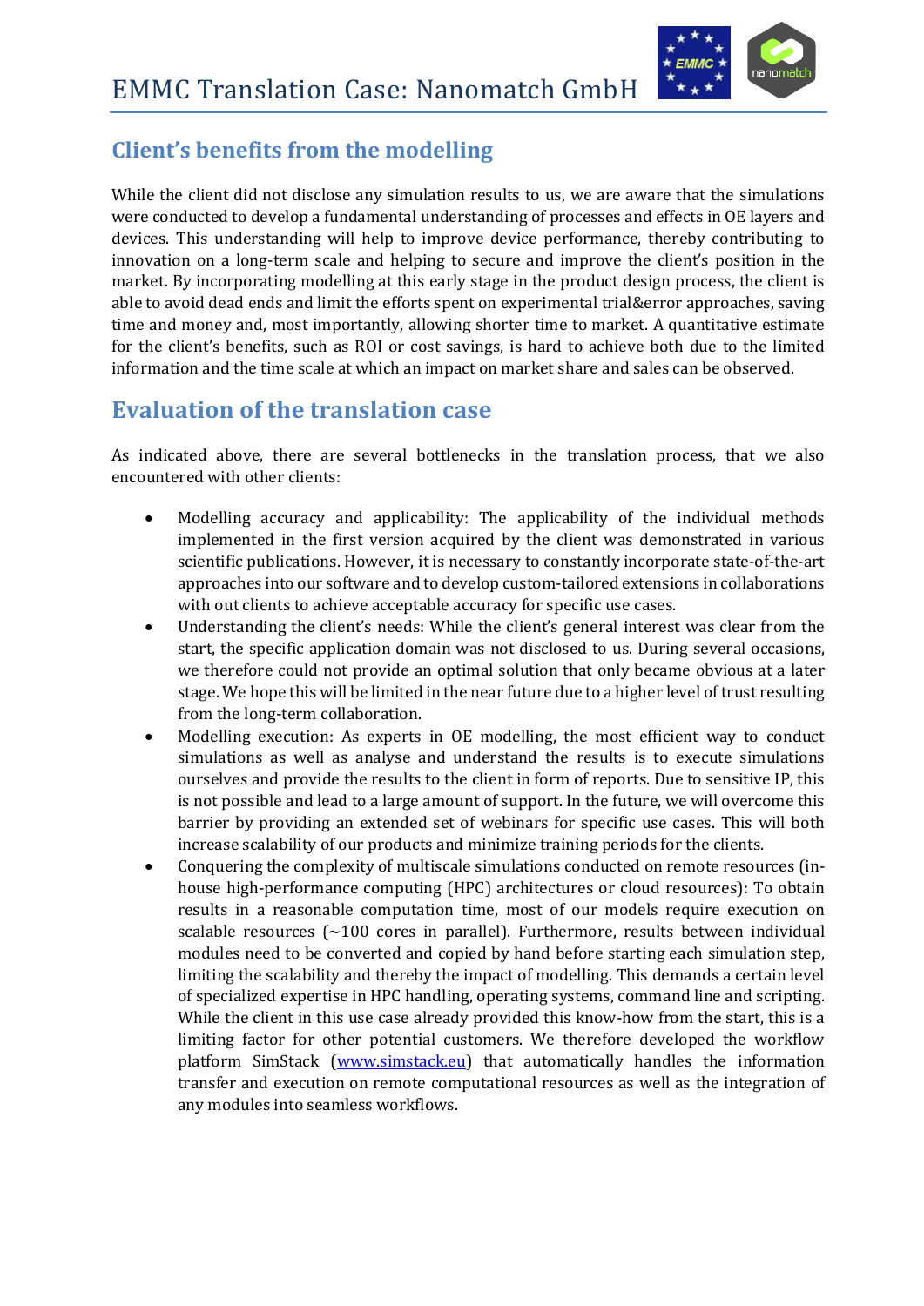## Client's benefits from the modelling

While the client did not disclose any simulation results to us, we are aware that the simulations were conducted to develop a fundamental understanding of processes and effects in OE layers and devices. This understanding will help to improve device performance, thereby contributing to innovation on a long-term scale and helping to secure and improve the client's position in the market. By incorporating modelling at this early stage in the product design process, the client is able to avoid dead ends and limit the efforts spent on experimental trial&error approaches, saving time and money and, most importantly, allowing shorter time to market. A quantitative estimate for the client's benefits, such as ROI or cost savings, is hard to achieve both due to the limited information and the time scale at which an impact on market share and sales can be observed.

## Evaluation of the translation case

As indicated above, there are several bottlenecks in the translation process, that we also encountered with other clients:

- Modelling accuracy and applicability: The applicability of the individual methods implemented in the first version acquired by the client was demonstrated in various scientific publications. However, it is necessary to constantly incorporate state-of-the-art approaches into our software and to develop custom-tailored extensions in collaborations with out clients to achieve acceptable accuracy for specific use cases.
- Understanding the client's needs: While the client's general interest was clear from the start, the specific application domain was not disclosed to us. During several occasions, we therefore could not provide an optimal solution that only became obvious at a later stage. We hope this will be limited in the near future due to a higher level of trust resulting from the long-term collaboration.
- Modelling execution: As experts in OE modelling, the most efficient way to conduct simulations as well as analyse and understand the results is to execute simulations ourselves and provide the results to the client in form of reports. Due to sensitive IP, this is not possible and lead to a large amount of support. In the future, we will overcome this barrier by providing an extended set of webinars for specific use cases. This will both increase scalability of our products and minimize training periods for the clients.
- Conquering the complexity of multiscale simulations conducted on remote resources (in-house high-performance computing (HPC) architectures or cloud resources): To obtain results in a reasonable computation time, most of our models require execution on scalable resources (~100 cores in parallel). Furthermore, results between individual modules need to be converted and copied by hand before starting each simulation step, limiting the scalability and thereby the impact of modelling. This demands a certain level of specialized expertise in HPC handling, operating systems, command line and scripting. While the client in this use case already provided this know-how from the start, this is a limiting factor for other potential customers. We therefore developed the workflow platform SimStack (www.simstack.eu) that automatically handles the information transfer and execution on remote computational resources as well as the integration of any modules into seamless workflows.